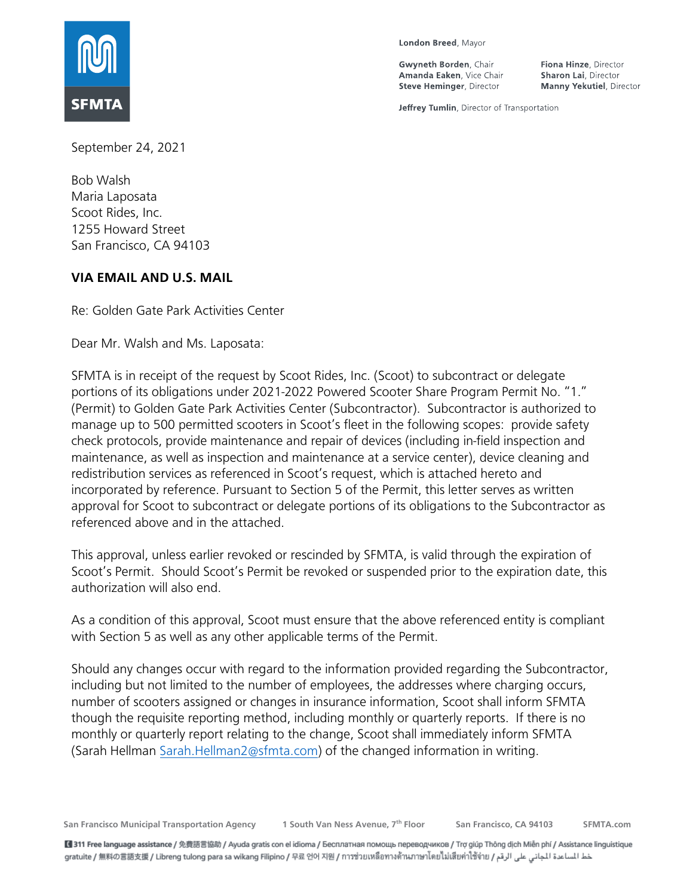SFMTA

London Breed, Mayor

Gwyneth Borden, Chair
Amanda Eaken, Vice Chair
Steve Heminger, Director
Fiona Hinze, Director
Sharon Lai, Director
Manny Yekutiel, Director

Jeffrey Tumlin, Director of Transportation

September 24, 2021

Bob Walsh
Maria Laposata
Scoot Rides, Inc.
1255 Howard Street
San Francisco, CA 94103

**VIA EMAIL AND U.S. MAIL**

Re: Golden Gate Park Activities Center

Dear Mr. Walsh and Ms. Laposata:

SFMTA is in receipt of the request by Scoot Rides, Inc. (Scoot) to subcontract or delegate portions of its obligations under 2021-2022 Powered Scooter Share Program Permit No. "1." (Permit) to Golden Gate Park Activities Center (Subcontractor). Subcontractor is authorized to manage up to 500 permitted scooters in Scoot's fleet in the following scopes: provide safety check protocols, provide maintenance and repair of devices (including in-field inspection and maintenance, as well as inspection and maintenance at a service center), device cleaning and redistribution services as referenced in Scoot's request, which is attached hereto and incorporated by reference. Pursuant to Section 5 of the Permit, this letter serves as written approval for Scoot to subcontract or delegate portions of its obligations to the Subcontractor as referenced above and in the attached.

This approval, unless earlier revoked or rescinded by SFMTA, is valid through the expiration of Scoot's Permit. Should Scoot's Permit be revoked or suspended prior to the expiration date, this authorization will also end.

As a condition of this approval, Scoot must ensure that the above referenced entity is compliant with Section 5 as well as any other applicable terms of the Permit.

Should any changes occur with regard to the information provided regarding the Subcontractor, including but not limited to the number of employees, the addresses where charging occurs, number of scooters assigned or changes in insurance information, Scoot shall inform SFMTA though the requisite reporting method, including monthly or quarterly reports. If there is no monthly or quarterly report relating to the change, Scoot shall immediately inform SFMTA (Sarah Hellman Sarah.Hellman2@sfmta.com) of the changed information in writing.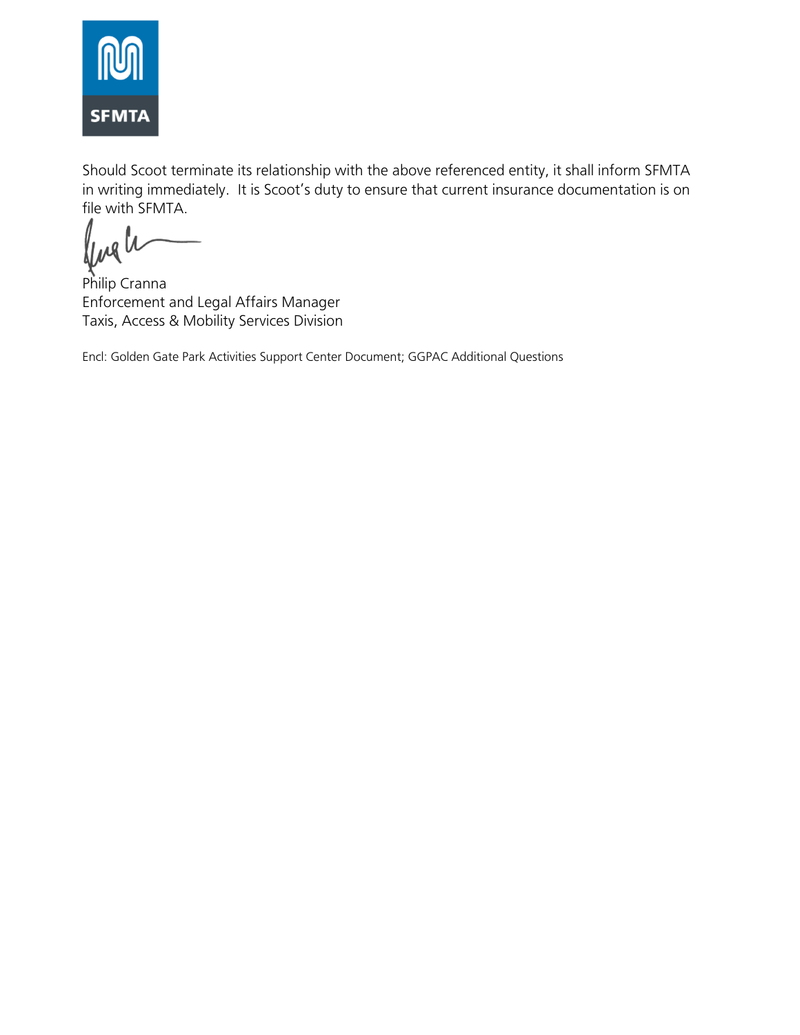Should Scoot terminate its relationship with the above referenced entity, it shall inform SFMTA in writing immediately. It is Scoot's duty to ensure that current insurance documentation is on file with SFMTA.

Philip Cranna
Enforcement and Legal Affairs Manager
Taxis, Access & Mobility Services Division

Encl: Golden Gate Park Activities Support Center Document; GGPAC Additional Questions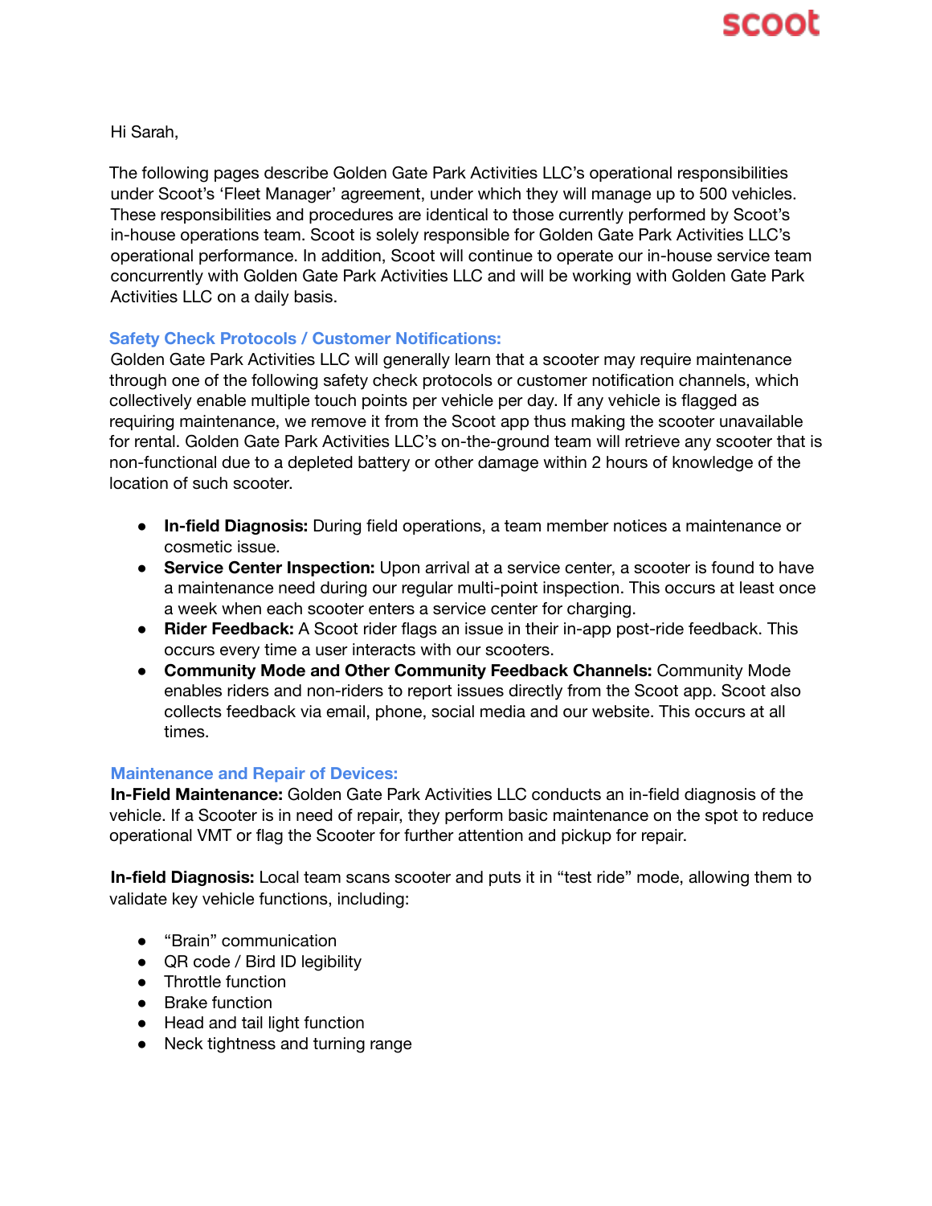Hi Sarah,

The following pages describe Golden Gate Park Activities LLC's operational responsibilities under Scoot's 'Fleet Manager' agreement, under which they will manage up to 500 vehicles. These responsibilities and procedures are identical to those currently performed by Scoot's in-house operations team. Scoot is solely responsible for Golden Gate Park Activities LLC's operational performance. In addition, Scoot will continue to operate our in-house service team concurrently with Golden Gate Park Activities LLC and will be working with Golden Gate Park Activities LLC on a daily basis.

### Safety Check Protocols / Customer Notifications:

Golden Gate Park Activities LLC will generally learn that a scooter may require maintenance through one of the following safety check protocols or customer notification channels, which collectively enable multiple touch points per vehicle per day. If any vehicle is flagged as requiring maintenance, we remove it from the Scoot app thus making the scooter unavailable for rental. Golden Gate Park Activities LLC's on-the-ground team will retrieve any scooter that is non-functional due to a depleted battery or other damage within 2 hours of knowledge of the location of such scooter.

- **In-field Diagnosis:** During field operations, a team member notices a maintenance or cosmetic issue.
- **Service Center Inspection:** Upon arrival at a service center, a scooter is found to have a maintenance need during our regular multi-point inspection. This occurs at least once a week when each scooter enters a service center for charging.
- **Rider Feedback:** A Scoot rider flags an issue in their in-app post-ride feedback. This occurs every time a user interacts with our scooters.
- **Community Mode and Other Community Feedback Channels:** Community Mode enables riders and non-riders to report issues directly from the Scoot app. Scoot also collects feedback via email, phone, social media and our website. This occurs at all times.

### Maintenance and Repair of Devices:

**In-Field Maintenance:** Golden Gate Park Activities LLC conducts an in-field diagnosis of the vehicle. If a Scooter is in need of repair, they perform basic maintenance on the spot to reduce operational VMT or flag the Scooter for further attention and pickup for repair.

**In-field Diagnosis:** Local team scans scooter and puts it in "test ride" mode, allowing them to validate key vehicle functions, including:

- "Brain" communication
- QR code / Bird ID legibility
- Throttle function
- Brake function
- Head and tail light function
- Neck tightness and turning range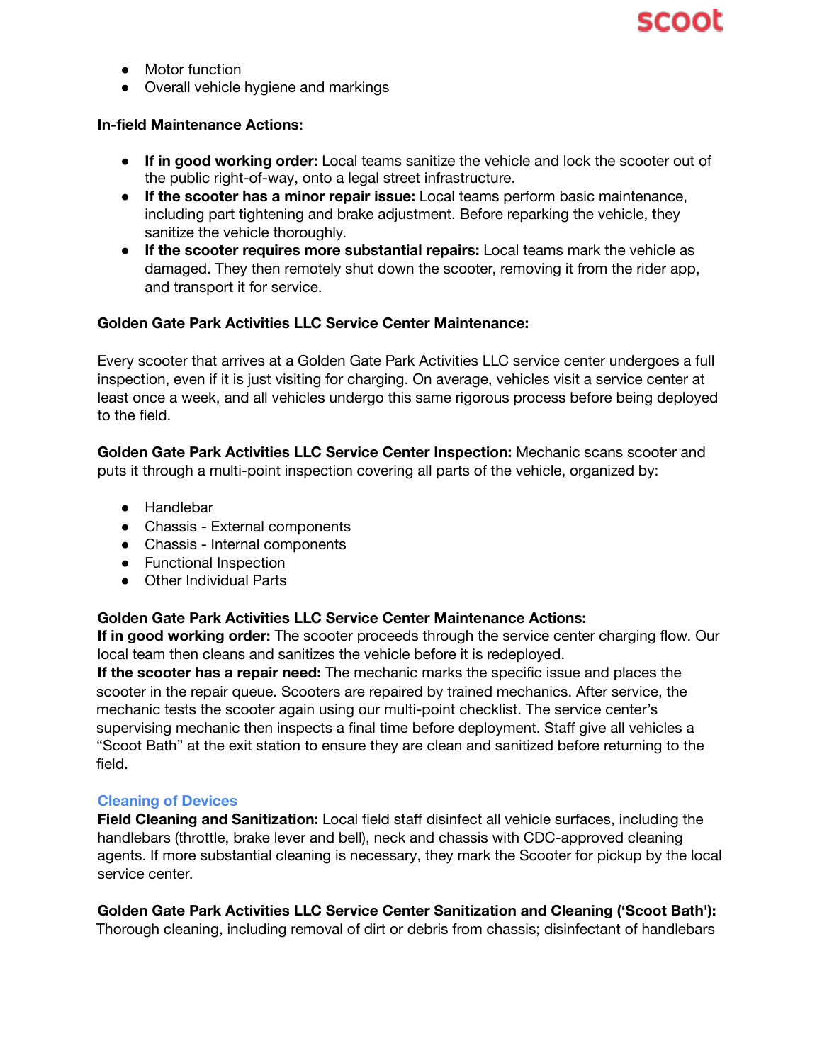- Motor function
- Overall vehicle hygiene and markings

**In-field Maintenance Actions:**

- **If in good working order:** Local teams sanitize the vehicle and lock the scooter out of the public right-of-way, onto a legal street infrastructure.
- **If the scooter has a minor repair issue:** Local teams perform basic maintenance, including part tightening and brake adjustment. Before reparking the vehicle, they sanitize the vehicle thoroughly.
- **If the scooter requires more substantial repairs:** Local teams mark the vehicle as damaged. They then remotely shut down the scooter, removing it from the rider app, and transport it for service.

**Golden Gate Park Activities LLC Service Center Maintenance:**

Every scooter that arrives at a Golden Gate Park Activities LLC service center undergoes a full inspection, even if it is just visiting for charging. On average, vehicles visit a service center at least once a week, and all vehicles undergo this same rigorous process before being deployed to the field.

**Golden Gate Park Activities LLC Service Center Inspection:** Mechanic scans scooter and puts it through a multi-point inspection covering all parts of the vehicle, organized by:

- Handlebar
- Chassis - External components
- Chassis - Internal components
- Functional Inspection
- Other Individual Parts

**Golden Gate Park Activities LLC Service Center Maintenance Actions:**
**If in good working order:** The scooter proceeds through the service center charging flow. Our local team then cleans and sanitizes the vehicle before it is redeployed.
**If the scooter has a repair need:** The mechanic marks the specific issue and places the scooter in the repair queue. Scooters are repaired by trained mechanics. After service, the mechanic tests the scooter again using our multi-point checklist. The service center's supervising mechanic then inspects a final time before deployment. Staff give all vehicles a "Scoot Bath" at the exit station to ensure they are clean and sanitized before returning to the field.

## Cleaning of Devices

**Field Cleaning and Sanitization:** Local field staff disinfect all vehicle surfaces, including the handlebars (throttle, brake lever and bell), neck and chassis with CDC-approved cleaning agents. If more substantial cleaning is necessary, they mark the Scooter for pickup by the local service center.

**Golden Gate Park Activities LLC Service Center Sanitization and Cleaning ('Scoot Bath'):** Thorough cleaning, including removal of dirt or debris from chassis; disinfectant of handlebars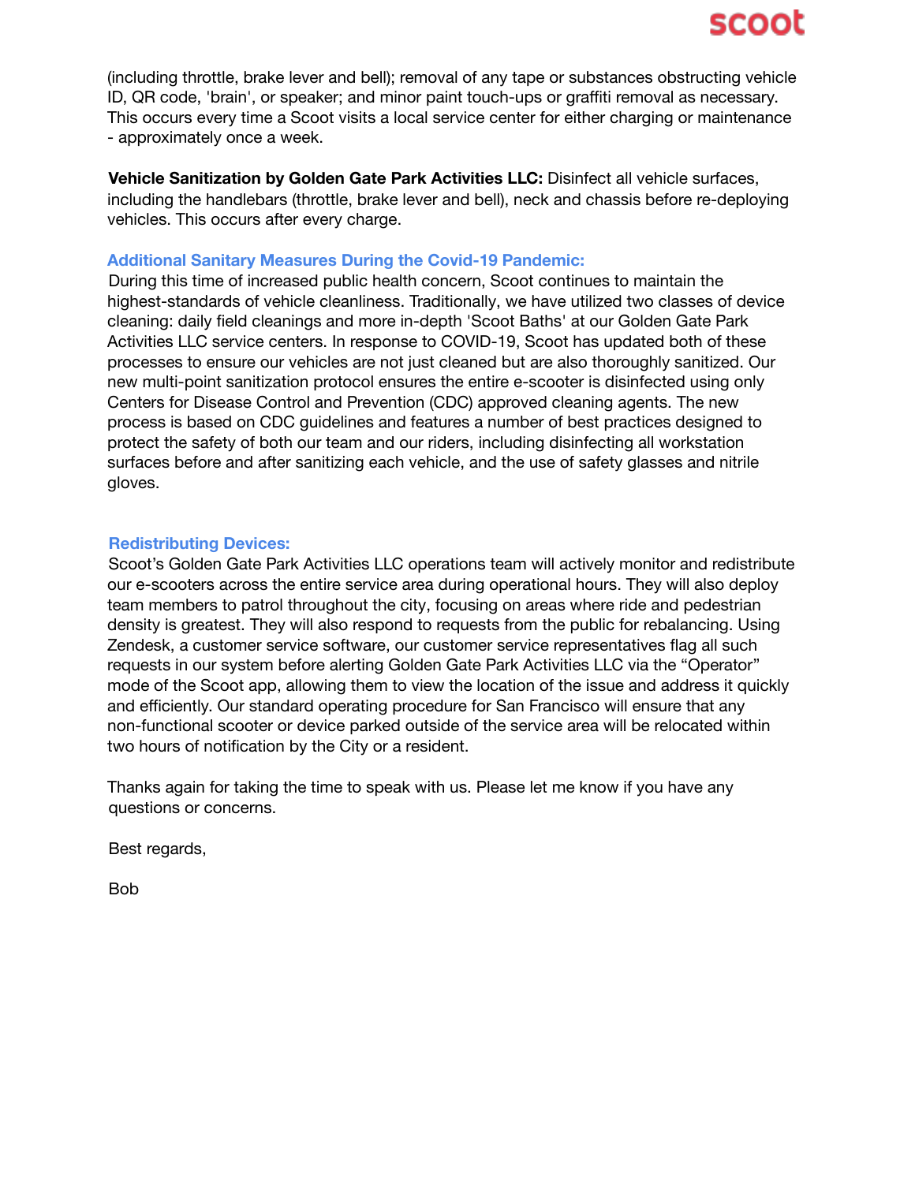(including throttle, brake lever and bell); removal of any tape or substances obstructing vehicle ID, QR code, 'brain', or speaker; and minor paint touch-ups or graffiti removal as necessary. This occurs every time a Scoot visits a local service center for either charging or maintenance - approximately once a week.

**Vehicle Sanitization by Golden Gate Park Activities LLC:** Disinfect all vehicle surfaces, including the handlebars (throttle, brake lever and bell), neck and chassis before re-deploying vehicles. This occurs after every charge.

### Additional Sanitary Measures During the Covid-19 Pandemic:

During this time of increased public health concern, Scoot continues to maintain the highest-standards of vehicle cleanliness. Traditionally, we have utilized two classes of device cleaning: daily field cleanings and more in-depth 'Scoot Baths' at our Golden Gate Park Activities LLC service centers. In response to COVID-19, Scoot has updated both of these processes to ensure our vehicles are not just cleaned but are also thoroughly sanitized. Our new multi-point sanitization protocol ensures the entire e-scooter is disinfected using only Centers for Disease Control and Prevention (CDC) approved cleaning agents. The new process is based on CDC guidelines and features a number of best practices designed to protect the safety of both our team and our riders, including disinfecting all workstation surfaces before and after sanitizing each vehicle, and the use of safety glasses and nitrile gloves.

### Redistributing Devices:

Scoot's Golden Gate Park Activities LLC operations team will actively monitor and redistribute our e-scooters across the entire service area during operational hours. They will also deploy team members to patrol throughout the city, focusing on areas where ride and pedestrian density is greatest. They will also respond to requests from the public for rebalancing. Using Zendesk, a customer service software, our customer service representatives flag all such requests in our system before alerting Golden Gate Park Activities LLC via the "Operator" mode of the Scoot app, allowing them to view the location of the issue and address it quickly and efficiently. Our standard operating procedure for San Francisco will ensure that any non-functional scooter or device parked outside of the service area will be relocated within two hours of notification by the City or a resident.

Thanks again for taking the time to speak with us. Please let me know if you have any questions or concerns.

Best regards,

Bob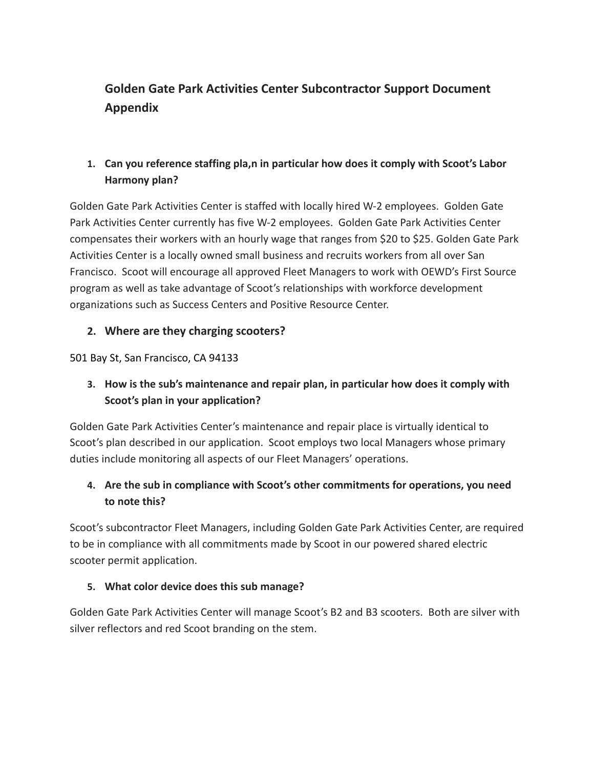## Golden Gate Park Activities Center Subcontractor Support Document Appendix

1. **Can you reference staffing pla,n in particular how does it comply with Scoot's Labor Harmony plan?**

Golden Gate Park Activities Center is staffed with locally hired W-2 employees. Golden Gate Park Activities Center currently has five W-2 employees. Golden Gate Park Activities Center compensates their workers with an hourly wage that ranges from $20 to $25. Golden Gate Park Activities Center is a locally owned small business and recruits workers from all over San Francisco. Scoot will encourage all approved Fleet Managers to work with OEWD's First Source program as well as take advantage of Scoot's relationships with workforce development organizations such as Success Centers and Positive Resource Center.

2. **Where are they charging scooters?**

501 Bay St, San Francisco, CA 94133

3. **How is the sub's maintenance and repair plan, in particular how does it comply with Scoot's plan in your application?**

Golden Gate Park Activities Center's maintenance and repair place is virtually identical to Scoot's plan described in our application. Scoot employs two local Managers whose primary duties include monitoring all aspects of our Fleet Managers' operations.

4. **Are the sub in compliance with Scoot's other commitments for operations, you need to note this?**

Scoot's subcontractor Fleet Managers, including Golden Gate Park Activities Center, are required to be in compliance with all commitments made by Scoot in our powered shared electric scooter permit application.

5. **What color device does this sub manage?**

Golden Gate Park Activities Center will manage Scoot's B2 and B3 scooters. Both are silver with silver reflectors and red Scoot branding on the stem.